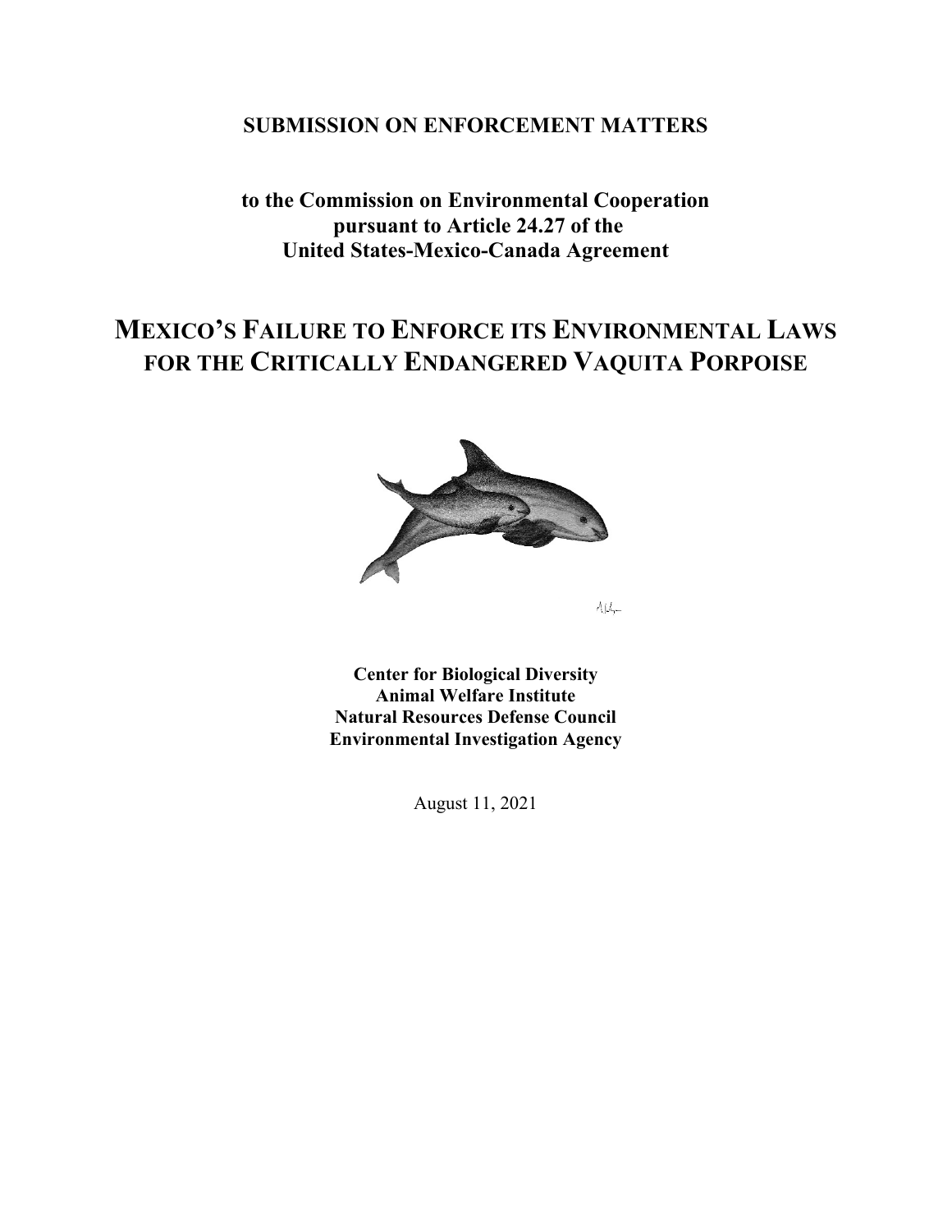**SUBMISSION ON ENFORCEMENT MATTERS**

**to the Commission on Environmental Cooperation pursuant to Article 24.27 of the United States-Mexico-Canada Agreement**

# MEXICO'S FAILURE TO ENFORCE ITS ENVIRONMENTAL LAWS FOR THE CRITICALLY ENDANGERED VAQUITA PORPOISE

**Center for Biological Diversity**
**Animal Welfare Institute**
**Natural Resources Defense Council**
**Environmental Investigation Agency**

August 11, 2021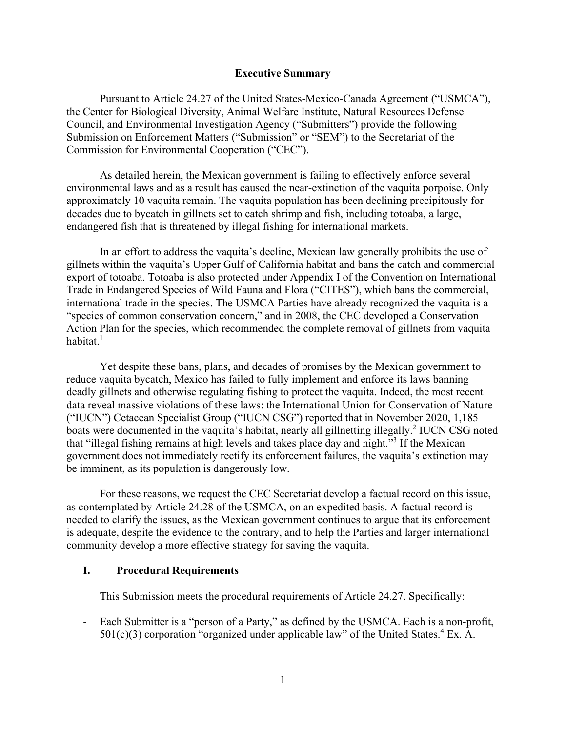## Executive Summary

Pursuant to Article 24.27 of the United States-Mexico-Canada Agreement ("USMCA"), the Center for Biological Diversity, Animal Welfare Institute, Natural Resources Defense Council, and Environmental Investigation Agency ("Submitters") provide the following Submission on Enforcement Matters ("Submission" or "SEM") to the Secretariat of the Commission for Environmental Cooperation ("CEC").

As detailed herein, the Mexican government is failing to effectively enforce several environmental laws and as a result has caused the near-extinction of the vaquita porpoise. Only approximately 10 vaquita remain. The vaquita population has been declining precipitously for decades due to bycatch in gillnets set to catch shrimp and fish, including totoaba, a large, endangered fish that is threatened by illegal fishing for international markets.

In an effort to address the vaquita's decline, Mexican law generally prohibits the use of gillnets within the vaquita's Upper Gulf of California habitat and bans the catch and commercial export of totoaba. Totoaba is also protected under Appendix I of the Convention on International Trade in Endangered Species of Wild Fauna and Flora ("CITES"), which bans the commercial, international trade in the species. The USMCA Parties have already recognized the vaquita is a "species of common conservation concern," and in 2008, the CEC developed a Conservation Action Plan for the species, which recommended the complete removal of gillnets from vaquita habitat.[1]

Yet despite these bans, plans, and decades of promises by the Mexican government to reduce vaquita bycatch, Mexico has failed to fully implement and enforce its laws banning deadly gillnets and otherwise regulating fishing to protect the vaquita. Indeed, the most recent data reveal massive violations of these laws: the International Union for Conservation of Nature ("IUCN") Cetacean Specialist Group ("IUCN CSG") reported that in November 2020, 1,185 boats were documented in the vaquita's habitat, nearly all gillnetting illegally.[2] IUCN CSG noted that "illegal fishing remains at high levels and takes place day and night."[3] If the Mexican government does not immediately rectify its enforcement failures, the vaquita's extinction may be imminent, as its population is dangerously low.

For these reasons, we request the CEC Secretariat develop a factual record on this issue, as contemplated by Article 24.28 of the USMCA, on an expedited basis. A factual record is needed to clarify the issues, as the Mexican government continues to argue that its enforcement is adequate, despite the evidence to the contrary, and to help the Parties and larger international community develop a more effective strategy for saving the vaquita.

### I. Procedural Requirements

This Submission meets the procedural requirements of Article 24.27. Specifically:

- Each Submitter is a "person of a Party," as defined by the USMCA. Each is a non-profit, 501(c)(3) corporation "organized under applicable law" of the United States.[4] Ex. A.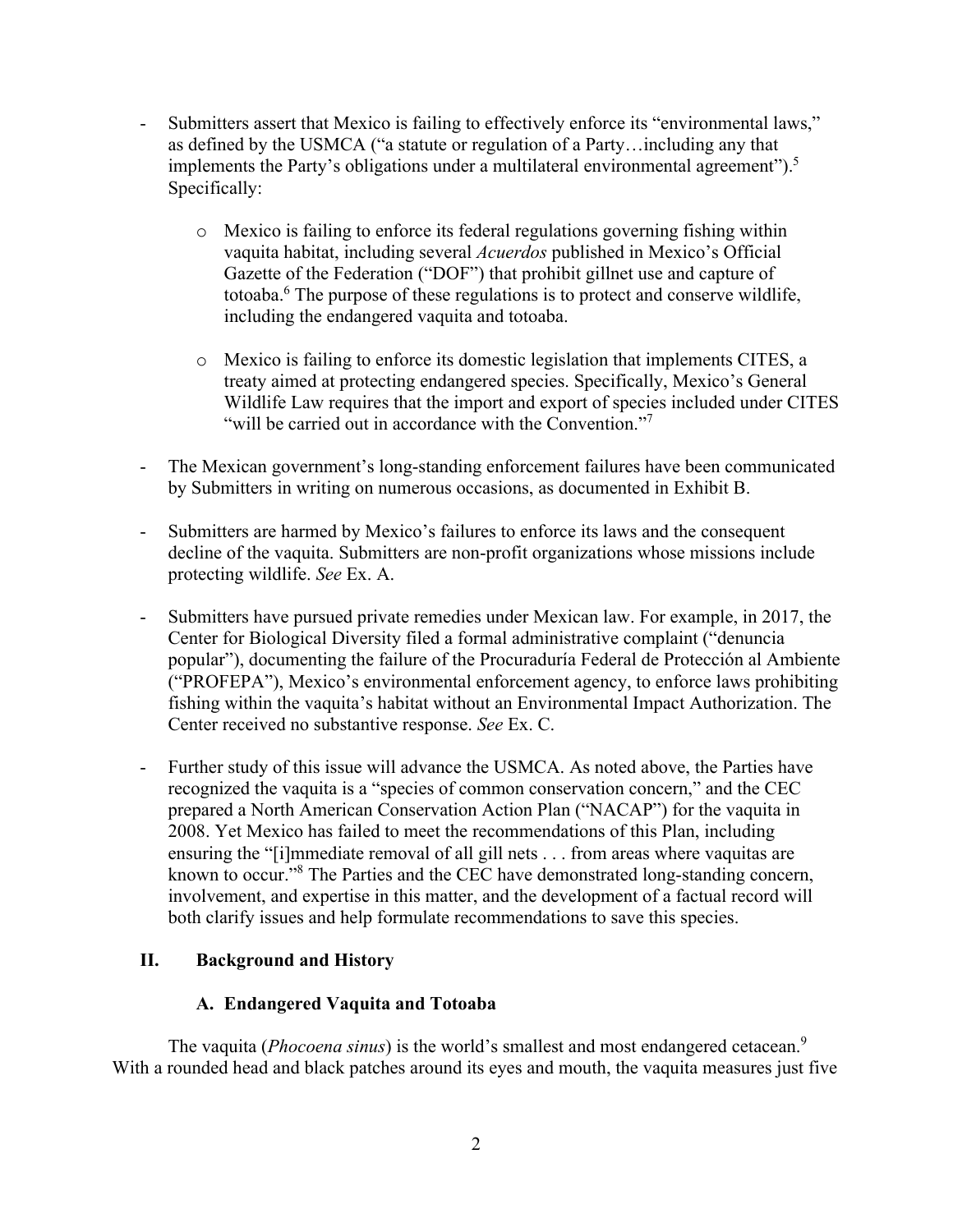- Submitters assert that Mexico is failing to effectively enforce its "environmental laws," as defined by the USMCA ("a statute or regulation of a Party…including any that implements the Party's obligations under a multilateral environmental agreement").[5] Specifically:

    - Mexico is failing to enforce its federal regulations governing fishing within vaquita habitat, including several *Acuerdos* published in Mexico's Official Gazette of the Federation ("DOF") that prohibit gillnet use and capture of totoaba.[6] The purpose of these regulations is to protect and conserve wildlife, including the endangered vaquita and totoaba.

    - Mexico is failing to enforce its domestic legislation that implements CITES, a treaty aimed at protecting endangered species. Specifically, Mexico's General Wildlife Law requires that the import and export of species included under CITES "will be carried out in accordance with the Convention."[7]

- The Mexican government's long-standing enforcement failures have been communicated by Submitters in writing on numerous occasions, as documented in Exhibit B.

- Submitters are harmed by Mexico's failures to enforce its laws and the consequent decline of the vaquita. Submitters are non-profit organizations whose missions include protecting wildlife. *See* Ex. A.

- Submitters have pursued private remedies under Mexican law. For example, in 2017, the Center for Biological Diversity filed a formal administrative complaint ("denuncia popular"), documenting the failure of the Procuraduría Federal de Protección al Ambiente ("PROFEPA"), Mexico's environmental enforcement agency, to enforce laws prohibiting fishing within the vaquita's habitat without an Environmental Impact Authorization. The Center received no substantive response. *See* Ex. C.

- Further study of this issue will advance the USMCA. As noted above, the Parties have recognized the vaquita is a "species of common conservation concern," and the CEC prepared a North American Conservation Action Plan ("NACAP") for the vaquita in 2008. Yet Mexico has failed to meet the recommendations of this Plan, including ensuring the "[i]mmediate removal of all gill nets . . . from areas where vaquitas are known to occur."[8] The Parties and the CEC have demonstrated long-standing concern, involvement, and expertise in this matter, and the development of a factual record will both clarify issues and help formulate recommendations to save this species.

## II. Background and History

### A. Endangered Vaquita and Totoaba

The vaquita (*Phocoena sinus*) is the world's smallest and most endangered cetacean.[9] With a rounded head and black patches around its eyes and mouth, the vaquita measures just five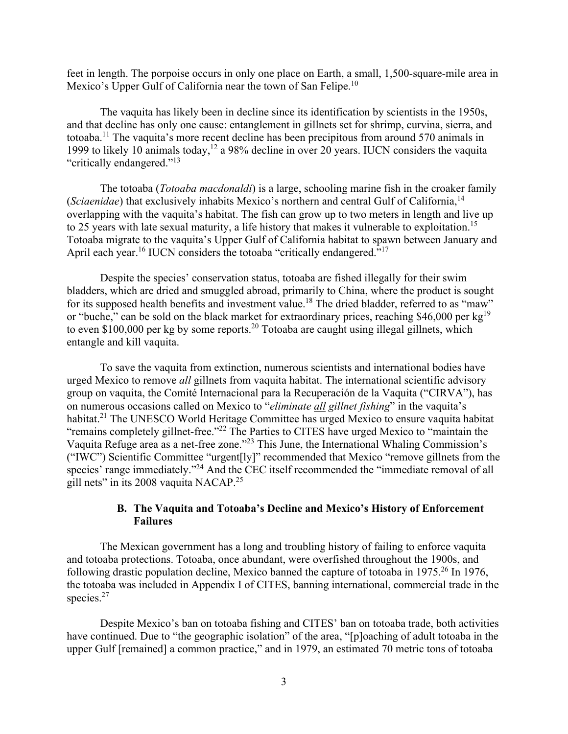feet in length. The porpoise occurs in only one place on Earth, a small, 1,500-square-mile area in Mexico's Upper Gulf of California near the town of San Felipe.[10]

The vaquita has likely been in decline since its identification by scientists in the 1950s, and that decline has only one cause: entanglement in gillnets set for shrimp, curvina, sierra, and totoaba.[11] The vaquita's more recent decline has been precipitous from around 570 animals in 1999 to likely 10 animals today,[12] a 98% decline in over 20 years. IUCN considers the vaquita "critically endangered."[13]

The totoaba (*Totoaba macdonaldi*) is a large, schooling marine fish in the croaker family (*Sciaenidae*) that exclusively inhabits Mexico's northern and central Gulf of California,[14] overlapping with the vaquita's habitat. The fish can grow up to two meters in length and live up to 25 years with late sexual maturity, a life history that makes it vulnerable to exploitation.[15] Totoaba migrate to the vaquita's Upper Gulf of California habitat to spawn between January and April each year.[16] IUCN considers the totoaba "critically endangered."[17]

Despite the species' conservation status, totoaba are fished illegally for their swim bladders, which are dried and smuggled abroad, primarily to China, where the product is sought for its supposed health benefits and investment value.[18] The dried bladder, referred to as "maw" or "buche," can be sold on the black market for extraordinary prices, reaching $46,000 per kg[19] to even $100,000 per kg by some reports.[20] Totoaba are caught using illegal gillnets, which entangle and kill vaquita.

To save the vaquita from extinction, numerous scientists and international bodies have urged Mexico to remove *all* gillnets from vaquita habitat. The international scientific advisory group on vaquita, the Comité Internacional para la Recuperación de la Vaquita ("CIRVA"), has on numerous occasions called on Mexico to "*eliminate all gillnet fishing*" in the vaquita's habitat.[21] The UNESCO World Heritage Committee has urged Mexico to ensure vaquita habitat "remains completely gillnet-free."[22] The Parties to CITES have urged Mexico to "maintain the Vaquita Refuge area as a net-free zone."[23] This June, the International Whaling Commission's ("IWC") Scientific Committee "urgent[ly]" recommended that Mexico "remove gillnets from the species' range immediately."[24] And the CEC itself recommended the "immediate removal of all gill nets" in its 2008 vaquita NACAP.[25]

### B. The Vaquita and Totoaba's Decline and Mexico's History of Enforcement Failures

The Mexican government has a long and troubling history of failing to enforce vaquita and totoaba protections. Totoaba, once abundant, were overfished throughout the 1900s, and following drastic population decline, Mexico banned the capture of totoaba in 1975.[26] In 1976, the totoaba was included in Appendix I of CITES, banning international, commercial trade in the species.[27]

Despite Mexico's ban on totoaba fishing and CITES' ban on totoaba trade, both activities have continued. Due to "the geographic isolation" of the area, "[p]oaching of adult totoaba in the upper Gulf [remained] a common practice," and in 1979, an estimated 70 metric tons of totoaba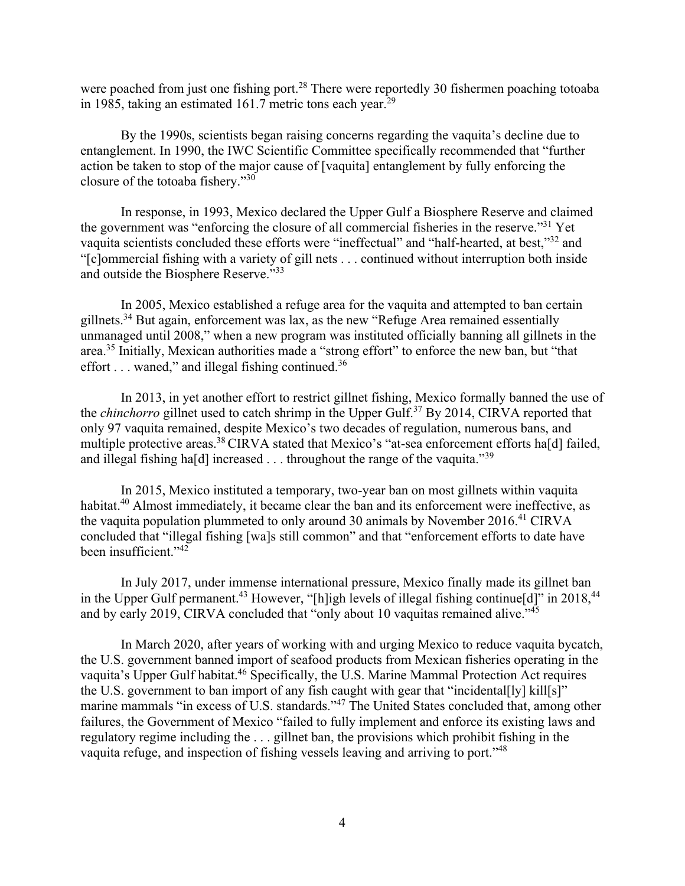were poached from just one fishing port.[28] There were reportedly 30 fishermen poaching totoaba in 1985, taking an estimated 161.7 metric tons each year.[29]

By the 1990s, scientists began raising concerns regarding the vaquita's decline due to entanglement. In 1990, the IWC Scientific Committee specifically recommended that "further action be taken to stop of the major cause of [vaquita] entanglement by fully enforcing the closure of the totoaba fishery."[30]

In response, in 1993, Mexico declared the Upper Gulf a Biosphere Reserve and claimed the government was "enforcing the closure of all commercial fisheries in the reserve."[31] Yet vaquita scientists concluded these efforts were "ineffectual" and "half-hearted, at best,"[32] and "[c]ommercial fishing with a variety of gill nets . . . continued without interruption both inside and outside the Biosphere Reserve."[33]

In 2005, Mexico established a refuge area for the vaquita and attempted to ban certain gillnets.[34] But again, enforcement was lax, as the new "Refuge Area remained essentially unmanaged until 2008," when a new program was instituted officially banning all gillnets in the area.[35] Initially, Mexican authorities made a "strong effort" to enforce the new ban, but "that effort . . . waned," and illegal fishing continued.[36]

In 2013, in yet another effort to restrict gillnet fishing, Mexico formally banned the use of the *chinchorro* gillnet used to catch shrimp in the Upper Gulf.[37] By 2014, CIRVA reported that only 97 vaquita remained, despite Mexico's two decades of regulation, numerous bans, and multiple protective areas.[38] CIRVA stated that Mexico's "at-sea enforcement efforts ha[d] failed, and illegal fishing ha[d] increased . . . throughout the range of the vaquita."[39]

In 2015, Mexico instituted a temporary, two-year ban on most gillnets within vaquita habitat.[40] Almost immediately, it became clear the ban and its enforcement were ineffective, as the vaquita population plummeted to only around 30 animals by November 2016.[41] CIRVA concluded that "illegal fishing [wa]s still common" and that "enforcement efforts to date have been insufficient."[42]

In July 2017, under immense international pressure, Mexico finally made its gillnet ban in the Upper Gulf permanent.[43] However, "[h]igh levels of illegal fishing continue[d]" in 2018,[44] and by early 2019, CIRVA concluded that "only about 10 vaquitas remained alive."[45]

In March 2020, after years of working with and urging Mexico to reduce vaquita bycatch, the U.S. government banned import of seafood products from Mexican fisheries operating in the vaquita's Upper Gulf habitat.[46] Specifically, the U.S. Marine Mammal Protection Act requires the U.S. government to ban import of any fish caught with gear that "incidental[ly] kill[s]" marine mammals "in excess of U.S. standards."[47] The United States concluded that, among other failures, the Government of Mexico "failed to fully implement and enforce its existing laws and regulatory regime including the . . . gillnet ban, the provisions which prohibit fishing in the vaquita refuge, and inspection of fishing vessels leaving and arriving to port."[48]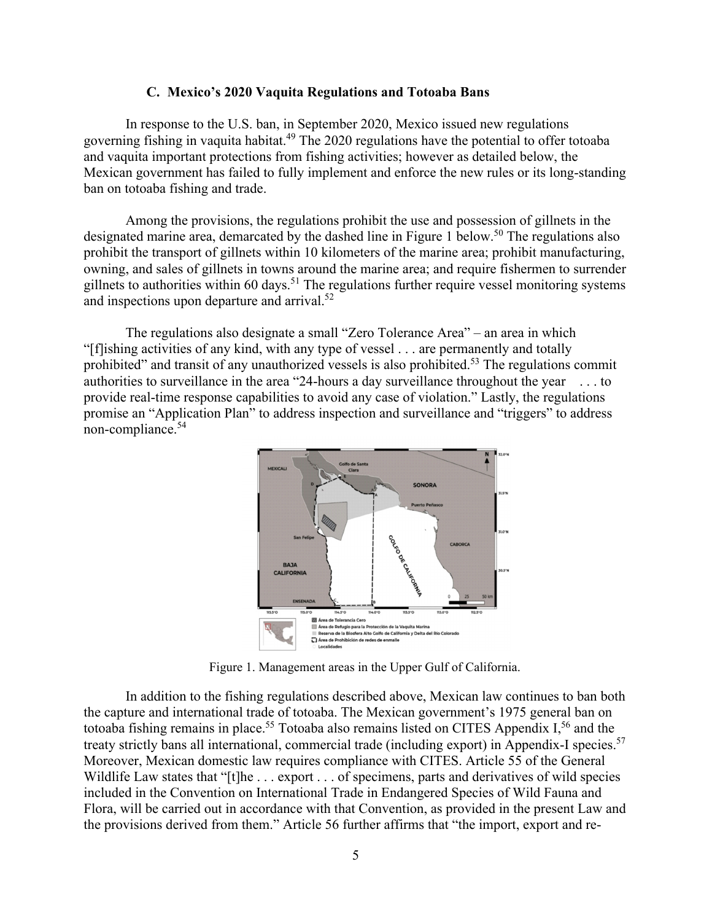### C. Mexico's 2020 Vaquita Regulations and Totoaba Bans

In response to the U.S. ban, in September 2020, Mexico issued new regulations governing fishing in vaquita habitat.[49] The 2020 regulations have the potential to offer totoaba and vaquita important protections from fishing activities; however as detailed below, the Mexican government has failed to fully implement and enforce the new rules or its long-standing ban on totoaba fishing and trade.

Among the provisions, the regulations prohibit the use and possession of gillnets in the designated marine area, demarcated by the dashed line in Figure 1 below.[50] The regulations also prohibit the transport of gillnets within 10 kilometers of the marine area; prohibit manufacturing, owning, and sales of gillnets in towns around the marine area; and require fishermen to surrender gillnets to authorities within 60 days.[51] The regulations further require vessel monitoring systems and inspections upon departure and arrival.[52]

The regulations also designate a small "Zero Tolerance Area" – an area in which "[f]ishing activities of any kind, with any type of vessel . . . are permanently and totally prohibited" and transit of any unauthorized vessels is also prohibited.[53] The regulations commit authorities to surveillance in the area "24-hours a day surveillance throughout the year . . . to provide real-time response capabilities to avoid any case of violation." Lastly, the regulations promise an "Application Plan" to address inspection and surveillance and "triggers" to address non-compliance.[54]

Figure 1. Management areas in the Upper Gulf of California.

In addition to the fishing regulations described above, Mexican law continues to ban both the capture and international trade of totoaba. The Mexican government's 1975 general ban on totoaba fishing remains in place.[55] Totoaba also remains listed on CITES Appendix I,[56] and the treaty strictly bans all international, commercial trade (including export) in Appendix-I species.[57] Moreover, Mexican domestic law requires compliance with CITES. Article 55 of the General Wildlife Law states that "[t]he . . . export . . . of specimens, parts and derivatives of wild species included in the Convention on International Trade in Endangered Species of Wild Fauna and Flora, will be carried out in accordance with that Convention, as provided in the present Law and the provisions derived from them." Article 56 further affirms that "the import, export and re-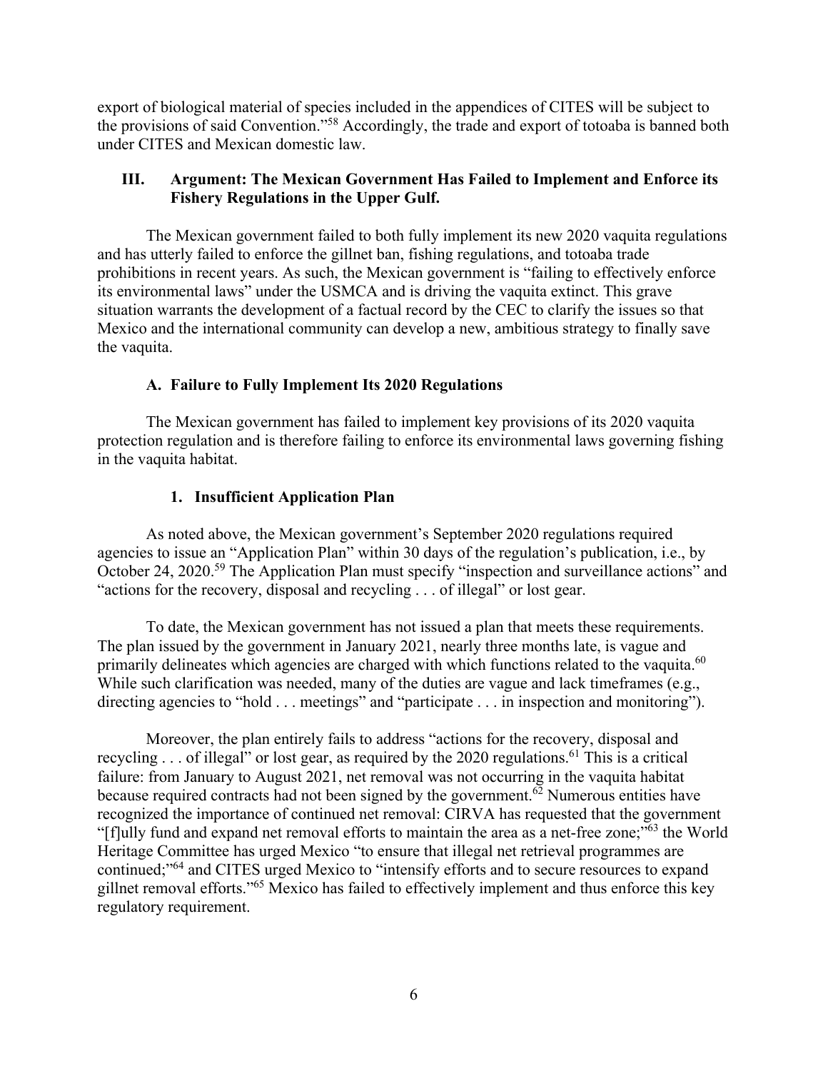export of biological material of species included in the appendices of CITES will be subject to the provisions of said Convention."[58] Accordingly, the trade and export of totoaba is banned both under CITES and Mexican domestic law.

## III. Argument: The Mexican Government Has Failed to Implement and Enforce its Fishery Regulations in the Upper Gulf.

The Mexican government failed to both fully implement its new 2020 vaquita regulations and has utterly failed to enforce the gillnet ban, fishing regulations, and totoaba trade prohibitions in recent years. As such, the Mexican government is "failing to effectively enforce its environmental laws" under the USMCA and is driving the vaquita extinct. This grave situation warrants the development of a factual record by the CEC to clarify the issues so that Mexico and the international community can develop a new, ambitious strategy to finally save the vaquita.

### A. Failure to Fully Implement Its 2020 Regulations

The Mexican government has failed to implement key provisions of its 2020 vaquita protection regulation and is therefore failing to enforce its environmental laws governing fishing in the vaquita habitat.

#### 1. Insufficient Application Plan

As noted above, the Mexican government's September 2020 regulations required agencies to issue an "Application Plan" within 30 days of the regulation's publication, i.e., by October 24, 2020.[59] The Application Plan must specify "inspection and surveillance actions" and "actions for the recovery, disposal and recycling . . . of illegal" or lost gear.

To date, the Mexican government has not issued a plan that meets these requirements. The plan issued by the government in January 2021, nearly three months late, is vague and primarily delineates which agencies are charged with which functions related to the vaquita.[60] While such clarification was needed, many of the duties are vague and lack timeframes (e.g., directing agencies to "hold . . . meetings" and "participate . . . in inspection and monitoring").

Moreover, the plan entirely fails to address "actions for the recovery, disposal and recycling . . . of illegal" or lost gear, as required by the 2020 regulations.[61] This is a critical failure: from January to August 2021, net removal was not occurring in the vaquita habitat because required contracts had not been signed by the government.[62] Numerous entities have recognized the importance of continued net removal: CIRVA has requested that the government "[f]ully fund and expand net removal efforts to maintain the area as a net-free zone;"[63] the World Heritage Committee has urged Mexico "to ensure that illegal net retrieval programmes are continued;"[64] and CITES urged Mexico to "intensify efforts and to secure resources to expand gillnet removal efforts."[65] Mexico has failed to effectively implement and thus enforce this key regulatory requirement.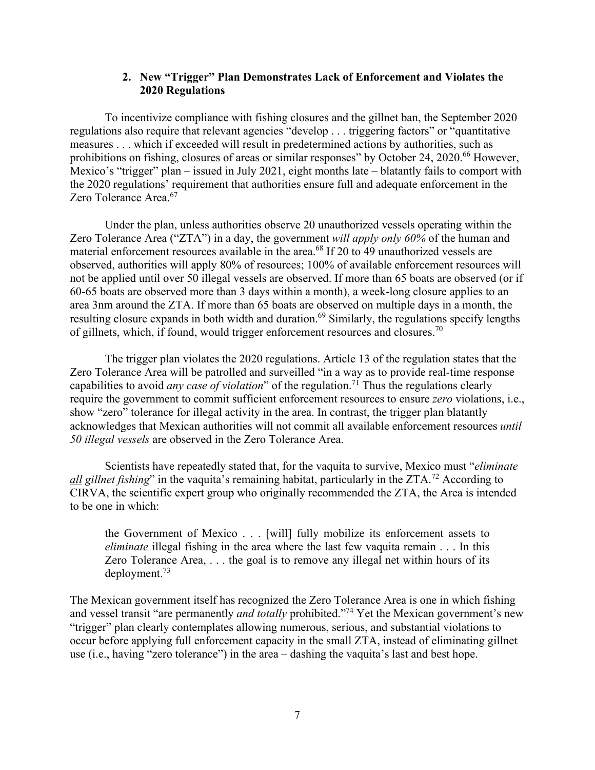### 2. New "Trigger" Plan Demonstrates Lack of Enforcement and Violates the 2020 Regulations

To incentivize compliance with fishing closures and the gillnet ban, the September 2020 regulations also require that relevant agencies "develop . . . triggering factors" or "quantitative measures . . . which if exceeded will result in predetermined actions by authorities, such as prohibitions on fishing, closures of areas or similar responses" by October 24, 2020.[66] However, Mexico's "trigger" plan – issued in July 2021, eight months late – blatantly fails to comport with the 2020 regulations' requirement that authorities ensure full and adequate enforcement in the Zero Tolerance Area.[67]

Under the plan, unless authorities observe 20 unauthorized vessels operating within the Zero Tolerance Area ("ZTA") in a day, the government *will apply only 60%* of the human and material enforcement resources available in the area.[68] If 20 to 49 unauthorized vessels are observed, authorities will apply 80% of resources; 100% of available enforcement resources will not be applied until over 50 illegal vessels are observed. If more than 65 boats are observed (or if 60-65 boats are observed more than 3 days within a month), a week-long closure applies to an area 3nm around the ZTA. If more than 65 boats are observed on multiple days in a month, the resulting closure expands in both width and duration.[69] Similarly, the regulations specify lengths of gillnets, which, if found, would trigger enforcement resources and closures.[70]

The trigger plan violates the 2020 regulations. Article 13 of the regulation states that the Zero Tolerance Area will be patrolled and surveilled "in a way as to provide real-time response capabilities to avoid *any case of violation*" of the regulation.[71] Thus the regulations clearly require the government to commit sufficient enforcement resources to ensure *zero* violations, i.e., show "zero" tolerance for illegal activity in the area. In contrast, the trigger plan blatantly acknowledges that Mexican authorities will not commit all available enforcement resources *until 50 illegal vessels* are observed in the Zero Tolerance Area.

Scientists have repeatedly stated that, for the vaquita to survive, Mexico must "*eliminate all gillnet fishing*" in the vaquita's remaining habitat, particularly in the ZTA.[72] According to CIRVA, the scientific expert group who originally recommended the ZTA, the Area is intended to be one in which:

> the Government of Mexico . . . [will] fully mobilize its enforcement assets to *eliminate* illegal fishing in the area where the last few vaquita remain . . . In this Zero Tolerance Area, . . . the goal is to remove any illegal net within hours of its deployment.[73]

The Mexican government itself has recognized the Zero Tolerance Area is one in which fishing and vessel transit "are permanently *and totally* prohibited."[74] Yet the Mexican government's new "trigger" plan clearly contemplates allowing numerous, serious, and substantial violations to occur before applying full enforcement capacity in the small ZTA, instead of eliminating gillnet use (i.e., having "zero tolerance") in the area – dashing the vaquita's last and best hope.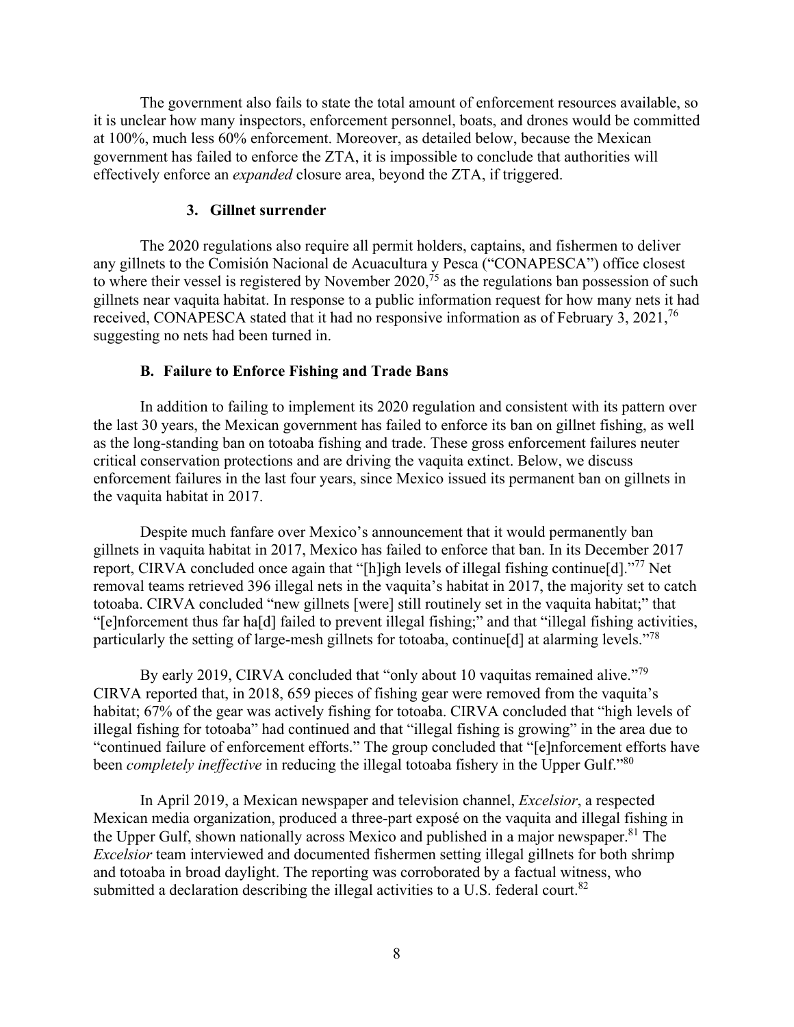The government also fails to state the total amount of enforcement resources available, so it is unclear how many inspectors, enforcement personnel, boats, and drones would be committed at 100%, much less 60% enforcement. Moreover, as detailed below, because the Mexican government has failed to enforce the ZTA, it is impossible to conclude that authorities will effectively enforce an *expanded* closure area, beyond the ZTA, if triggered.

### 3. Gillnet surrender

The 2020 regulations also require all permit holders, captains, and fishermen to deliver any gillnets to the Comisión Nacional de Acuacultura y Pesca ("CONAPESCA") office closest to where their vessel is registered by November 2020,[75] as the regulations ban possession of such gillnets near vaquita habitat. In response to a public information request for how many nets it had received, CONAPESCA stated that it had no responsive information as of February 3, 2021,[76] suggesting no nets had been turned in.

## B. Failure to Enforce Fishing and Trade Bans

In addition to failing to implement its 2020 regulation and consistent with its pattern over the last 30 years, the Mexican government has failed to enforce its ban on gillnet fishing, as well as the long-standing ban on totoaba fishing and trade. These gross enforcement failures neuter critical conservation protections and are driving the vaquita extinct. Below, we discuss enforcement failures in the last four years, since Mexico issued its permanent ban on gillnets in the vaquita habitat in 2017.

Despite much fanfare over Mexico's announcement that it would permanently ban gillnets in vaquita habitat in 2017, Mexico has failed to enforce that ban. In its December 2017 report, CIRVA concluded once again that "[h]igh levels of illegal fishing continue[d]."[77] Net removal teams retrieved 396 illegal nets in the vaquita's habitat in 2017, the majority set to catch totoaba. CIRVA concluded "new gillnets [were] still routinely set in the vaquita habitat;" that "[e]nforcement thus far ha[d] failed to prevent illegal fishing;" and that "illegal fishing activities, particularly the setting of large-mesh gillnets for totoaba, continue[d] at alarming levels."[78]

By early 2019, CIRVA concluded that "only about 10 vaquitas remained alive."[79] CIRVA reported that, in 2018, 659 pieces of fishing gear were removed from the vaquita's habitat; 67% of the gear was actively fishing for totoaba. CIRVA concluded that "high levels of illegal fishing for totoaba" had continued and that "illegal fishing is growing" in the area due to "continued failure of enforcement efforts." The group concluded that "[e]nforcement efforts have been *completely ineffective* in reducing the illegal totoaba fishery in the Upper Gulf."[80]

In April 2019, a Mexican newspaper and television channel, *Excelsior*, a respected Mexican media organization, produced a three-part exposé on the vaquita and illegal fishing in the Upper Gulf, shown nationally across Mexico and published in a major newspaper.[81] The *Excelsior* team interviewed and documented fishermen setting illegal gillnets for both shrimp and totoaba in broad daylight. The reporting was corroborated by a factual witness, who submitted a declaration describing the illegal activities to a U.S. federal court.[82]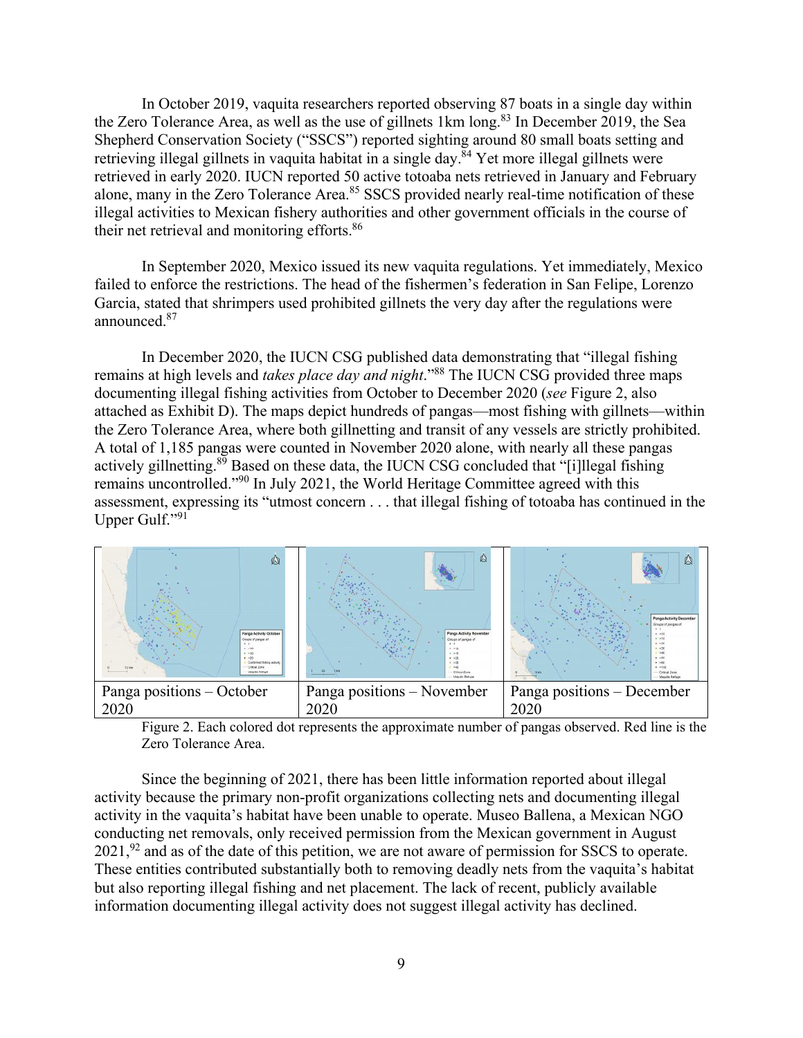In October 2019, vaquita researchers reported observing 87 boats in a single day within the Zero Tolerance Area, as well as the use of gillnets 1km long.[83] In December 2019, the Sea Shepherd Conservation Society ("SSCS") reported sighting around 80 small boats setting and retrieving illegal gillnets in vaquita habitat in a single day.[84] Yet more illegal gillnets were retrieved in early 2020. IUCN reported 50 active totoaba nets retrieved in January and February alone, many in the Zero Tolerance Area.[85] SSCS provided nearly real-time notification of these illegal activities to Mexican fishery authorities and other government officials in the course of their net retrieval and monitoring efforts.[86]

In September 2020, Mexico issued its new vaquita regulations. Yet immediately, Mexico failed to enforce the restrictions. The head of the fishermen's federation in San Felipe, Lorenzo Garcia, stated that shrimpers used prohibited gillnets the very day after the regulations were announced.[87]

In December 2020, the IUCN CSG published data demonstrating that "illegal fishing remains at high levels and *takes place day and night*."[88] The IUCN CSG provided three maps documenting illegal fishing activities from October to December 2020 (*see* Figure 2, also attached as Exhibit D). The maps depict hundreds of pangas—most fishing with gillnets—within the Zero Tolerance Area, where both gillnetting and transit of any vessels are strictly prohibited. A total of 1,185 pangas were counted in November 2020 alone, with nearly all these pangas actively gillnetting.[89] Based on these data, the IUCN CSG concluded that "[i]llegal fishing remains uncontrolled."[90] In July 2021, the World Heritage Committee agreed with this assessment, expressing its "utmost concern . . . that illegal fishing of totoaba has continued in the Upper Gulf."[91]

| Panga positions – October 2020 | Panga positions – November 2020 | Panga positions – December 2020 |
|---|---|---|

Figure 2. Each colored dot represents the approximate number of pangas observed. Red line is the Zero Tolerance Area.

Since the beginning of 2021, there has been little information reported about illegal activity because the primary non-profit organizations collecting nets and documenting illegal activity in the vaquita's habitat have been unable to operate. Museo Ballena, a Mexican NGO conducting net removals, only received permission from the Mexican government in August 2021,[92] and as of the date of this petition, we are not aware of permission for SSCS to operate. These entities contributed substantially both to removing deadly nets from the vaquita's habitat but also reporting illegal fishing and net placement. The lack of recent, publicly available information documenting illegal activity does not suggest illegal activity has declined.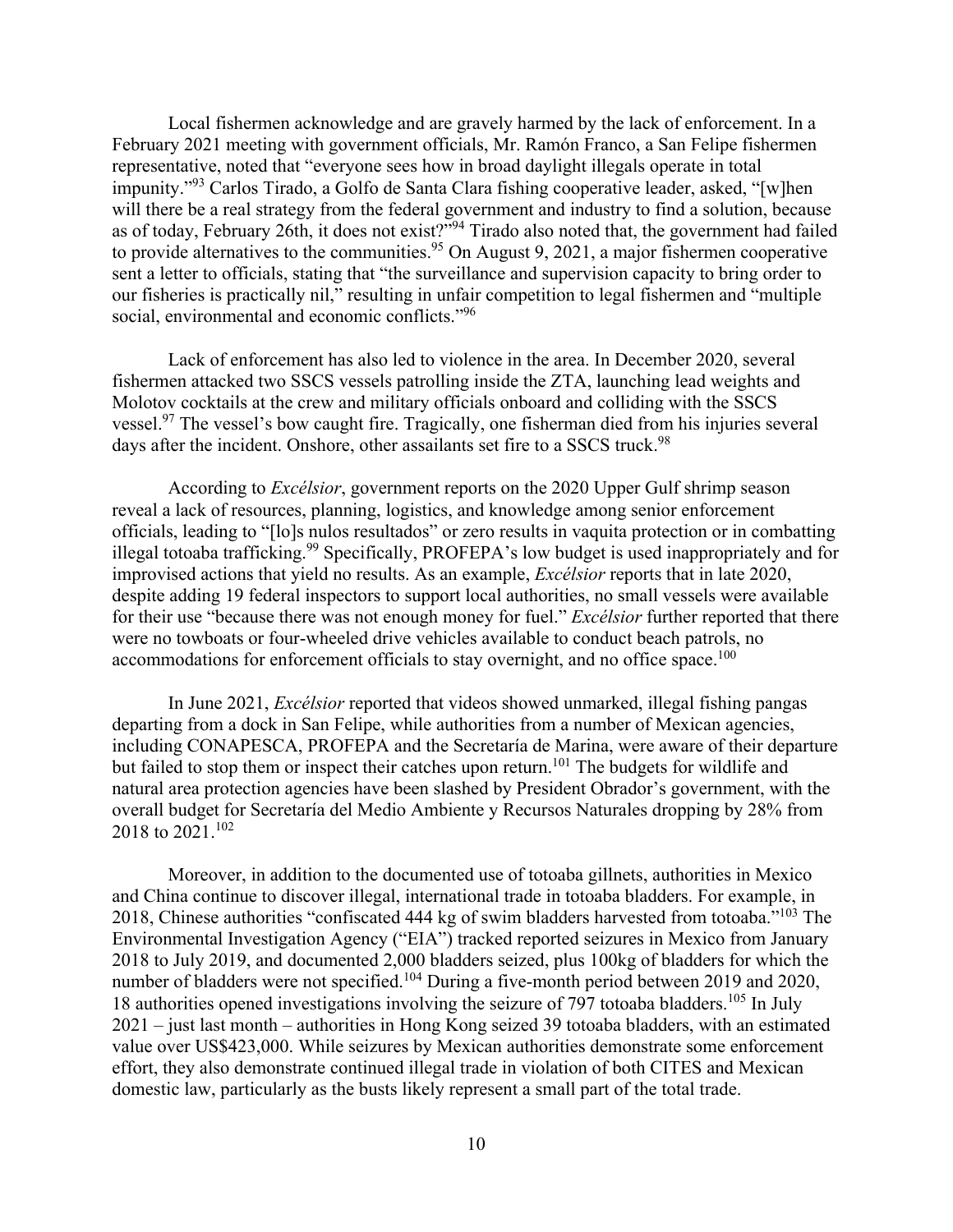Local fishermen acknowledge and are gravely harmed by the lack of enforcement. In a February 2021 meeting with government officials, Mr. Ramón Franco, a San Felipe fishermen representative, noted that "everyone sees how in broad daylight illegals operate in total impunity."[93] Carlos Tirado, a Golfo de Santa Clara fishing cooperative leader, asked, "[w]hen will there be a real strategy from the federal government and industry to find a solution, because as of today, February 26th, it does not exist?"[94] Tirado also noted that, the government had failed to provide alternatives to the communities.[95] On August 9, 2021, a major fishermen cooperative sent a letter to officials, stating that "the surveillance and supervision capacity to bring order to our fisheries is practically nil," resulting in unfair competition to legal fishermen and "multiple social, environmental and economic conflicts."[96]

Lack of enforcement has also led to violence in the area. In December 2020, several fishermen attacked two SSCS vessels patrolling inside the ZTA, launching lead weights and Molotov cocktails at the crew and military officials onboard and colliding with the SSCS vessel.[97] The vessel's bow caught fire. Tragically, one fisherman died from his injuries several days after the incident. Onshore, other assailants set fire to a SSCS truck.[98]

According to *Excélsior*, government reports on the 2020 Upper Gulf shrimp season reveal a lack of resources, planning, logistics, and knowledge among senior enforcement officials, leading to "[lo]s nulos resultados" or zero results in vaquita protection or in combatting illegal totoaba trafficking.[99] Specifically, PROFEPA's low budget is used inappropriately and for improvised actions that yield no results. As an example, *Excélsior* reports that in late 2020, despite adding 19 federal inspectors to support local authorities, no small vessels were available for their use "because there was not enough money for fuel." *Excélsior* further reported that there were no towboats or four-wheeled drive vehicles available to conduct beach patrols, no accommodations for enforcement officials to stay overnight, and no office space.[100]

In June 2021, *Excélsior* reported that videos showed unmarked, illegal fishing pangas departing from a dock in San Felipe, while authorities from a number of Mexican agencies, including CONAPESCA, PROFEPA and the Secretaría de Marina, were aware of their departure but failed to stop them or inspect their catches upon return.[101] The budgets for wildlife and natural area protection agencies have been slashed by President Obrador's government, with the overall budget for Secretaría del Medio Ambiente y Recursos Naturales dropping by 28% from 2018 to 2021.[102]

Moreover, in addition to the documented use of totoaba gillnets, authorities in Mexico and China continue to discover illegal, international trade in totoaba bladders. For example, in 2018, Chinese authorities "confiscated 444 kg of swim bladders harvested from totoaba."[103] The Environmental Investigation Agency ("EIA") tracked reported seizures in Mexico from January 2018 to July 2019, and documented 2,000 bladders seized, plus 100kg of bladders for which the number of bladders were not specified.[104] During a five-month period between 2019 and 2020, 18 authorities opened investigations involving the seizure of 797 totoaba bladders.[105] In July 2021 – just last month – authorities in Hong Kong seized 39 totoaba bladders, with an estimated value over US$423,000. While seizures by Mexican authorities demonstrate some enforcement effort, they also demonstrate continued illegal trade in violation of both CITES and Mexican domestic law, particularly as the busts likely represent a small part of the total trade.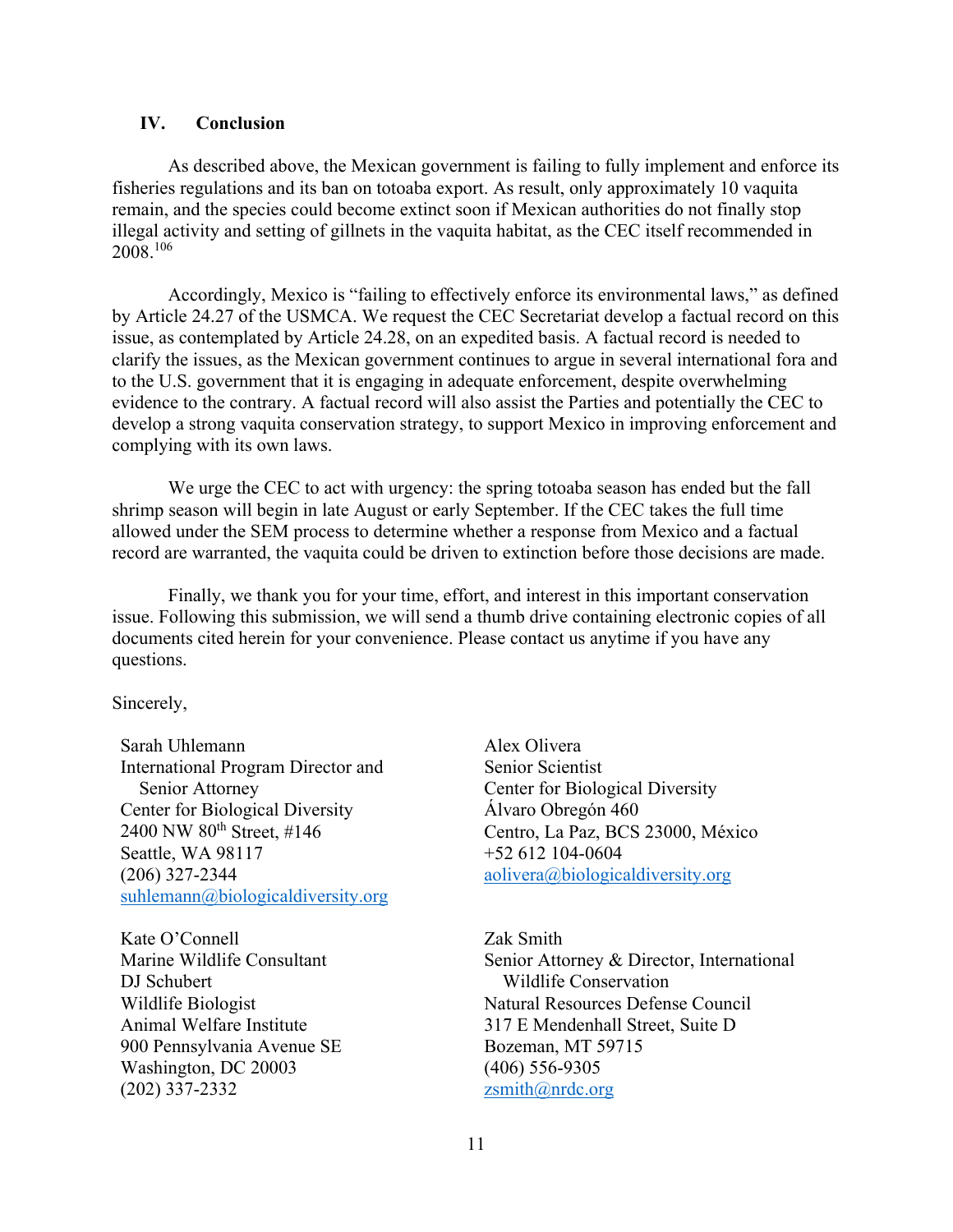## IV. Conclusion

As described above, the Mexican government is failing to fully implement and enforce its fisheries regulations and its ban on totoaba export. As result, only approximately 10 vaquita remain, and the species could become extinct soon if Mexican authorities do not finally stop illegal activity and setting of gillnets in the vaquita habitat, as the CEC itself recommended in 2008.[106]

Accordingly, Mexico is "failing to effectively enforce its environmental laws," as defined by Article 24.27 of the USMCA. We request the CEC Secretariat develop a factual record on this issue, as contemplated by Article 24.28, on an expedited basis. A factual record is needed to clarify the issues, as the Mexican government continues to argue in several international fora and to the U.S. government that it is engaging in adequate enforcement, despite overwhelming evidence to the contrary. A factual record will also assist the Parties and potentially the CEC to develop a strong vaquita conservation strategy, to support Mexico in improving enforcement and complying with its own laws.

We urge the CEC to act with urgency: the spring totoaba season has ended but the fall shrimp season will begin in late August or early September. If the CEC takes the full time allowed under the SEM process to determine whether a response from Mexico and a factual record are warranted, the vaquita could be driven to extinction before those decisions are made.

Finally, we thank you for your time, effort, and interest in this important conservation issue. Following this submission, we will send a thumb drive containing electronic copies of all documents cited herein for your convenience. Please contact us anytime if you have any questions.

Sincerely,

Sarah Uhlemann
International Program Director and Senior Attorney
Center for Biological Diversity
2400 NW 80th Street, #146
Seattle, WA 98117
(206) 327-2344
suhlemann@biologicaldiversity.org

Alex Olivera
Senior Scientist
Center for Biological Diversity
Álvaro Obregón 460
Centro, La Paz, BCS 23000, México
+52 612 104-0604
aolivera@biologicaldiversity.org

Kate O'Connell
Marine Wildlife Consultant
DJ Schubert
Wildlife Biologist
Animal Welfare Institute
900 Pennsylvania Avenue SE
Washington, DC 20003
(202) 337-2332

Zak Smith
Senior Attorney & Director, International Wildlife Conservation
Natural Resources Defense Council
317 E Mendenhall Street, Suite D
Bozeman, MT 59715
(406) 556-9305
zsmith@nrdc.org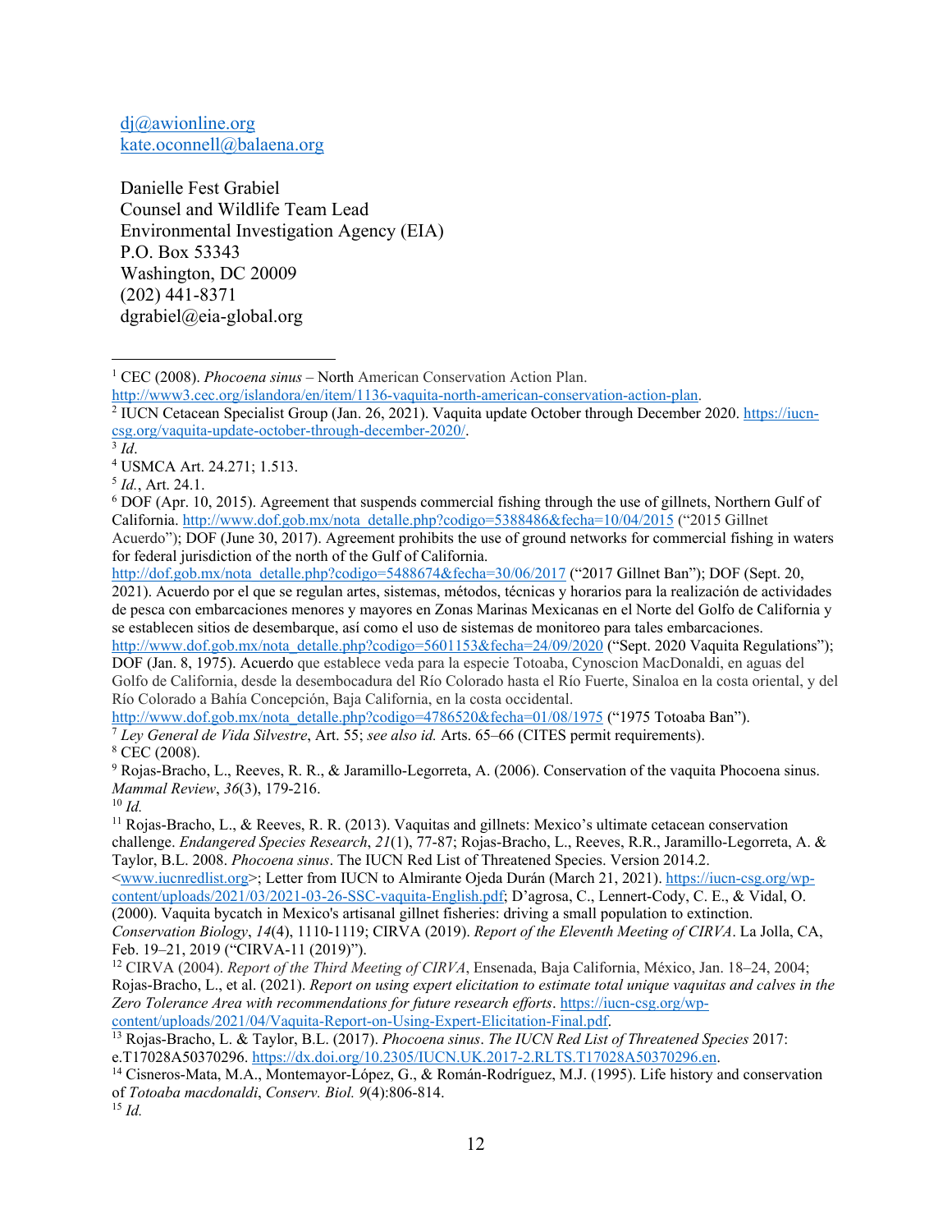dj@awionline.org
kate.oconnell@balaena.org

Danielle Fest Grabiel
Counsel and Wildlife Team Lead
Environmental Investigation Agency (EIA)
P.O. Box 53343
Washington, DC 20009
(202) 441-8371
dgrabiel@eia-global.org

---

[1] CEC (2008). *Phocoena sinus* – North American Conservation Action Plan. http://www3.cec.org/islandora/en/item/1136-vaquita-north-american-conservation-action-plan.

[2] IUCN Cetacean Specialist Group (Jan. 26, 2021). Vaquita update October through December 2020. https://iucn-csg.org/vaquita-update-october-through-december-2020/.

[3] *Id*.

[4] USMCA Art. 24.271; 1.513.

[5] *Id.*, Art. 24.1.

[6] DOF (Apr. 10, 2015). Agreement that suspends commercial fishing through the use of gillnets, Northern Gulf of California. http://www.dof.gob.mx/nota_detalle.php?codigo=5388486&fecha=10/04/2015 ("2015 Gillnet Acuerdo"); DOF (June 30, 2017). Agreement prohibits the use of ground networks for commercial fishing in waters for federal jurisdiction of the north of the Gulf of California. http://dof.gob.mx/nota_detalle.php?codigo=5488674&fecha=30/06/2017 ("2017 Gillnet Ban"); DOF (Sept. 20, 2021). Acuerdo por el que se regulan artes, sistemas, métodos, técnicas y horarios para la realización de actividades de pesca con embarcaciones menores y mayores en Zonas Marinas Mexicanas en el Norte del Golfo de California y se establecen sitios de desembarque, así como el uso de sistemas de monitoreo para tales embarcaciones. http://www.dof.gob.mx/nota_detalle.php?codigo=5601153&fecha=24/09/2020 ("Sept. 2020 Vaquita Regulations"); DOF (Jan. 8, 1975). Acuerdo que establece veda para la especie Totoaba, Cynoscion MacDonaldi, en aguas del Golfo de California, desde la desembocadura del Río Colorado hasta el Río Fuerte, Sinaloa en la costa oriental, y del Río Colorado a Bahía Concepción, Baja California, en la costa occidental. http://www.dof.gob.mx/nota_detalle.php?codigo=4786520&fecha=01/08/1975 ("1975 Totoaba Ban").

[7] *Ley General de Vida Silvestre*, Art. 55; *see also id.* Arts. 65–66 (CITES permit requirements).

[8] CEC (2008).

[9] Rojas-Bracho, L., Reeves, R. R., & Jaramillo-Legorreta, A. (2006). Conservation of the vaquita Phocoena sinus. *Mammal Review*, *36*(3), 179-216.

[10] *Id.*

[11] Rojas-Bracho, L., & Reeves, R. R. (2013). Vaquitas and gillnets: Mexico's ultimate cetacean conservation challenge. *Endangered Species Research*, *21*(1), 77-87; Rojas-Bracho, L., Reeves, R.R., Jaramillo-Legorreta, A. & Taylor, B.L. 2008. *Phocoena sinus*. The IUCN Red List of Threatened Species. Version 2014.2. <www.iucnredlist.org>; Letter from IUCN to Almirante Ojeda Durán (March 21, 2021). https://iucn-csg.org/wp-content/uploads/2021/03/2021-03-26-SSC-vaquita-English.pdf; D'agrosa, C., Lennert-Cody, C. E., & Vidal, O. (2000). Vaquita bycatch in Mexico's artisanal gillnet fisheries: driving a small population to extinction. *Conservation Biology*, *14*(4), 1110-1119; CIRVA (2019). *Report of the Eleventh Meeting of CIRVA*. La Jolla, CA, Feb. 19–21, 2019 ("CIRVA-11 (2019)").

[12] CIRVA (2004). *Report of the Third Meeting of CIRVA*, Ensenada, Baja California, México, Jan. 18–24, 2004; Rojas-Bracho, L., et al. (2021). *Report on using expert elicitation to estimate total unique vaquitas and calves in the Zero Tolerance Area with recommendations for future research efforts*. https://iucn-csg.org/wp-content/uploads/2021/04/Vaquita-Report-on-Using-Expert-Elicitation-Final.pdf.

[13] Rojas-Bracho, L. & Taylor, B.L. (2017). *Phocoena sinus*. *The IUCN Red List of Threatened Species* 2017: e.T17028A50370296. https://dx.doi.org/10.2305/IUCN.UK.2017-2.RLTS.T17028A50370296.en.

[14] Cisneros-Mata, M.A., Montemayor-López, G., & Román-Rodríguez, M.J. (1995). Life history and conservation of *Totoaba macdonaldi*, *Conserv. Biol. 9*(4):806-814.

[15] *Id.*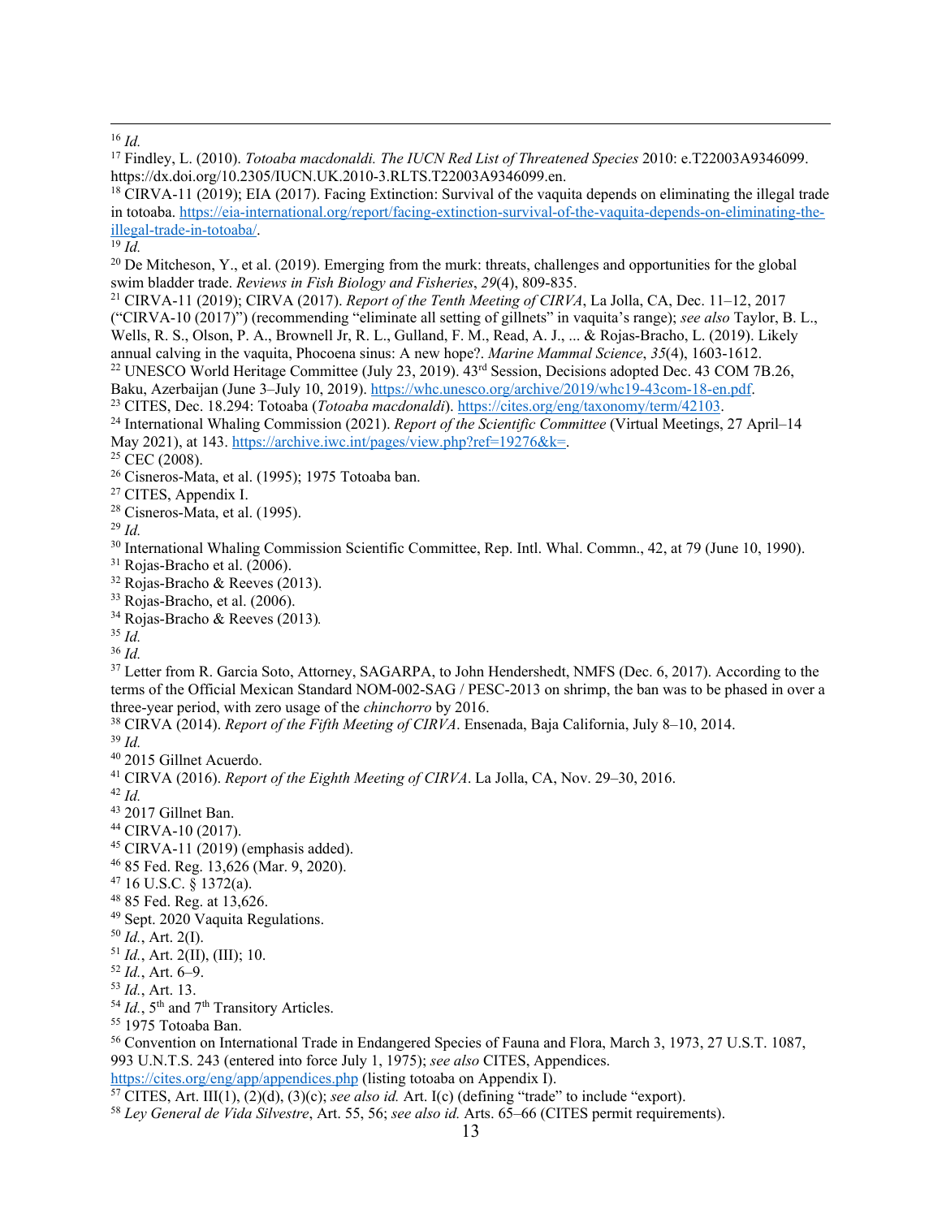[16] *Id.*

[17] Findley, L. (2010). *Totoaba macdonaldi. The IUCN Red List of Threatened Species* 2010: e.T22003A9346099. https://dx.doi.org/10.2305/IUCN.UK.2010-3.RLTS.T22003A9346099.en.

[18] CIRVA-11 (2019); EIA (2017). Facing Extinction: Survival of the vaquita depends on eliminating the illegal trade in totoaba. https://eia-international.org/report/facing-extinction-survival-of-the-vaquita-depends-on-eliminating-the-illegal-trade-in-totoaba/.

[19] *Id.*

[20] De Mitcheson, Y., et al. (2019). Emerging from the murk: threats, challenges and opportunities for the global swim bladder trade. *Reviews in Fish Biology and Fisheries*, *29*(4), 809-835.

[21] CIRVA-11 (2019); CIRVA (2017). *Report of the Tenth Meeting of CIRVA*, La Jolla, CA, Dec. 11–12, 2017 ("CIRVA-10 (2017)") (recommending "eliminate all setting of gillnets" in vaquita's range); *see also* Taylor, B. L., Wells, R. S., Olson, P. A., Brownell Jr, R. L., Gulland, F. M., Read, A. J., ... & Rojas-Bracho, L. (2019). Likely annual calving in the vaquita, Phocoena sinus: A new hope?. *Marine Mammal Science*, *35*(4), 1603-1612.

[22] UNESCO World Heritage Committee (July 23, 2019). 43rd Session, Decisions adopted Dec. 43 COM 7B.26, Baku, Azerbaijan (June 3–July 10, 2019). https://whc.unesco.org/archive/2019/whc19-43com-18-en.pdf.

[23] CITES, Dec. 18.294: Totoaba (*Totoaba macdonaldi*). https://cites.org/eng/taxonomy/term/42103.

[24] International Whaling Commission (2021). *Report of the Scientific Committee* (Virtual Meetings, 27 April–14 May 2021), at 143. https://archive.iwc.int/pages/view.php?ref=19276&k=.

[25] CEC (2008).

[26] Cisneros-Mata, et al. (1995); 1975 Totoaba ban.

[27] CITES, Appendix I.

[28] Cisneros-Mata, et al. (1995).

[29] *Id.*

[30] International Whaling Commission Scientific Committee, Rep. Intl. Whal. Commn., 42, at 79 (June 10, 1990).

[31] Rojas-Bracho et al. (2006).

[32] Rojas-Bracho & Reeves (2013).

[33] Rojas-Bracho, et al. (2006).

[34] Rojas-Bracho & Reeves (2013).

[35] *Id.*

[36] *Id.*

[37] Letter from R. Garcia Soto, Attorney, SAGARPA, to John Hendershedt, NMFS (Dec. 6, 2017). According to the terms of the Official Mexican Standard NOM-002-SAG / PESC-2013 on shrimp, the ban was to be phased in over a three-year period, with zero usage of the *chinchorro* by 2016.

[38] CIRVA (2014). *Report of the Fifth Meeting of CIRVA*. Ensenada, Baja California, July 8–10, 2014.

[39] *Id.*

[40] 2015 Gillnet Acuerdo.

[41] CIRVA (2016). *Report of the Eighth Meeting of CIRVA*. La Jolla, CA, Nov. 29–30, 2016.

[42] *Id.*

[43] 2017 Gillnet Ban.

[44] CIRVA-10 (2017).

[45] CIRVA-11 (2019) (emphasis added).

[46] 85 Fed. Reg. 13,626 (Mar. 9, 2020).

[47] 16 U.S.C. § 1372(a).

[48] 85 Fed. Reg. at 13,626.

[49] Sept. 2020 Vaquita Regulations.

[50] *Id.*, Art. 2(I).

[51] *Id.*, Art. 2(II), (III); 10.

[52] *Id.*, Art. 6–9.

[53] *Id.*, Art. 13.

[54] *Id.*, 5th and 7th Transitory Articles.

[55] 1975 Totoaba Ban.

[56] Convention on International Trade in Endangered Species of Fauna and Flora, March 3, 1973, 27 U.S.T. 1087, 993 U.N.T.S. 243 (entered into force July 1, 1975); *see also* CITES, Appendices. https://cites.org/eng/app/appendices.php (listing totoaba on Appendix I).

[57] CITES, Art. III(1), (2)(d), (3)(c); *see also id.* Art. I(c) (defining "trade" to include "export).

[58] *Ley General de Vida Silvestre*, Art. 55, 56; *see also id.* Arts. 65–66 (CITES permit requirements).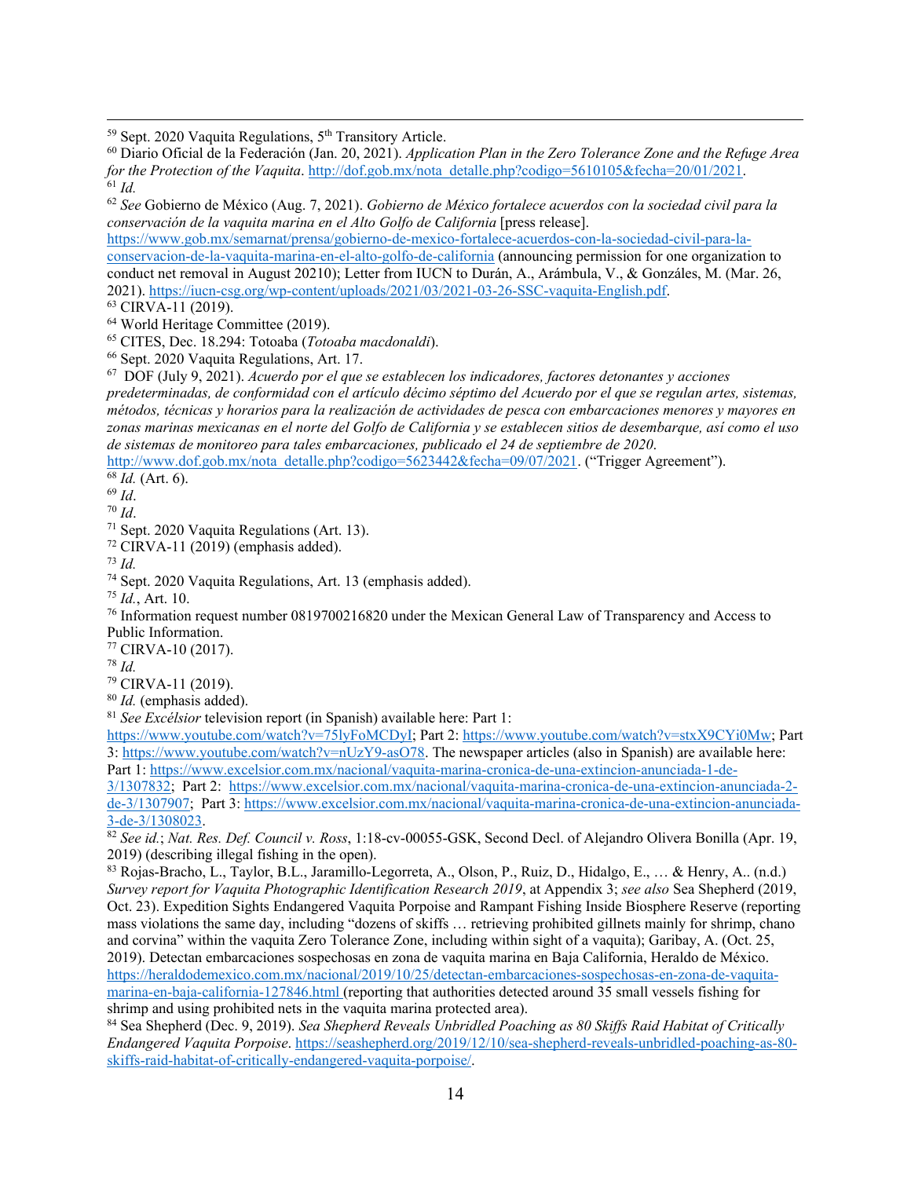[59] Sept. 2020 Vaquita Regulations, 5th Transitory Article.

[60] Diario Oficial de la Federación (Jan. 20, 2021). *Application Plan in the Zero Tolerance Zone and the Refuge Area for the Protection of the Vaquita*. http://dof.gob.mx/nota_detalle.php?codigo=5610105&fecha=20/01/2021.

[61] *Id.*

[62] *See* Gobierno de México (Aug. 7, 2021). *Gobierno de México fortalece acuerdos con la sociedad civil para la conservación de la vaquita marina en el Alto Golfo de California* [press release]. https://www.gob.mx/semarnat/prensa/gobierno-de-mexico-fortalece-acuerdos-con-la-sociedad-civil-para-la-conservacion-de-la-vaquita-marina-en-el-alto-golfo-de-california (announcing permission for one organization to conduct net removal in August 20210); Letter from IUCN to Durán, A., Arámbula, V., & Gonzáles, M. (Mar. 26, 2021). https://iucn-csg.org/wp-content/uploads/2021/03/2021-03-26-SSC-vaquita-English.pdf.

[63] CIRVA-11 (2019).

[64] World Heritage Committee (2019).

[65] CITES, Dec. 18.294: Totoaba (*Totoaba macdonaldi*).

[66] Sept. 2020 Vaquita Regulations, Art. 17.

[67] DOF (July 9, 2021). *Acuerdo por el que se establecen los indicadores, factores detonantes y acciones predeterminadas, de conformidad con el artículo décimo séptimo del Acuerdo por el que se regulan artes, sistemas, métodos, técnicas y horarios para la realización de actividades de pesca con embarcaciones menores y mayores en zonas marinas mexicanas en el norte del Golfo de California y se establecen sitios de desembarque, así como el uso de sistemas de monitoreo para tales embarcaciones, publicado el 24 de septiembre de 2020*. http://www.dof.gob.mx/nota_detalle.php?codigo=5623442&fecha=09/07/2021. ("Trigger Agreement").

[68] *Id.* (Art. 6).

[69] *Id*.

[70] *Id*.

[71] Sept. 2020 Vaquita Regulations (Art. 13).

[72] CIRVA-11 (2019) (emphasis added).

[73] *Id.*

[74] Sept. 2020 Vaquita Regulations, Art. 13 (emphasis added).

[75] *Id.*, Art. 10.

[76] Information request number 0819700216820 under the Mexican General Law of Transparency and Access to Public Information.

[77] CIRVA-10 (2017).

[78] *Id.*

[79] CIRVA-11 (2019).

[80] *Id.* (emphasis added).

[81] *See Excélsior* television report (in Spanish) available here: Part 1: https://www.youtube.com/watch?v=75lyFoMCDyI; Part 2: https://www.youtube.com/watch?v=stxX9CYi0Mw; Part 3: https://www.youtube.com/watch?v=nUzY9-asO78. The newspaper articles (also in Spanish) are available here: Part 1: https://www.excelsior.com.mx/nacional/vaquita-marina-cronica-de-una-extincion-anunciada-1-de-3/1307832; Part 2: https://www.excelsior.com.mx/nacional/vaquita-marina-cronica-de-una-extincion-anunciada-2-de-3/1307907; Part 3: https://www.excelsior.com.mx/nacional/vaquita-marina-cronica-de-una-extincion-anunciada-3-de-3/1308023.

[82] *See id.*; *Nat. Res. Def. Council v. Ross*, 1:18-cv-00055-GSK, Second Decl. of Alejandro Olivera Bonilla (Apr. 19, 2019) (describing illegal fishing in the open).

[83] Rojas-Bracho, L., Taylor, B.L., Jaramillo-Legorreta, A., Olson, P., Ruiz, D., Hidalgo, E., … & Henry, A.. (n.d.) *Survey report for Vaquita Photographic Identification Research 2019*, at Appendix 3; *see also* Sea Shepherd (2019, Oct. 23). Expedition Sights Endangered Vaquita Porpoise and Rampant Fishing Inside Biosphere Reserve (reporting mass violations the same day, including "dozens of skiffs … retrieving prohibited gillnets mainly for shrimp, chano and corvina" within the vaquita Zero Tolerance Zone, including within sight of a vaquita); Garibay, A. (Oct. 25, 2019). Detectan embarcaciones sospechosas en zona de vaquita marina en Baja California, Heraldo de México. https://heraldodemexico.com.mx/nacional/2019/10/25/detectan-embarcaciones-sospechosas-en-zona-de-vaquita-marina-en-baja-california-127846.html (reporting that authorities detected around 35 small vessels fishing for shrimp and using prohibited nets in the vaquita marina protected area).

[84] Sea Shepherd (Dec. 9, 2019). *Sea Shepherd Reveals Unbridled Poaching as 80 Skiffs Raid Habitat of Critically Endangered Vaquita Porpoise*. https://seashepherd.org/2019/12/10/sea-shepherd-reveals-unbridled-poaching-as-80-skiffs-raid-habitat-of-critically-endangered-vaquita-porpoise/.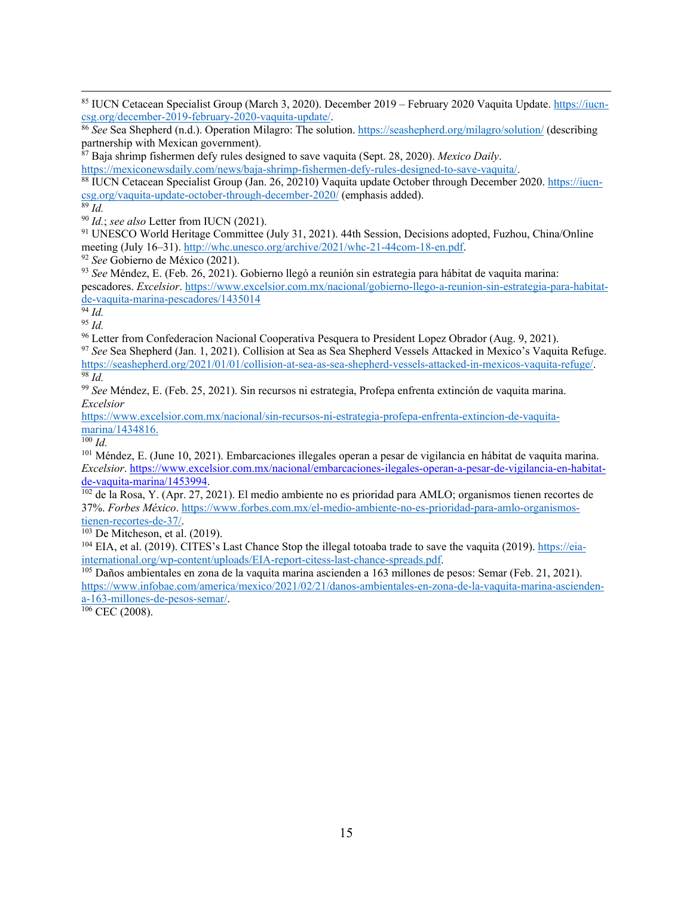[85] IUCN Cetacean Specialist Group (March 3, 2020). December 2019 – February 2020 Vaquita Update. https://iucn-csg.org/december-2019-february-2020-vaquita-update/.

[86] *See* Sea Shepherd (n.d.). Operation Milagro: The solution. https://seashepherd.org/milagro/solution/ (describing partnership with Mexican government).

[87] Baja shrimp fishermen defy rules designed to save vaquita (Sept. 28, 2020). *Mexico Daily*. https://mexiconewsdaily.com/news/baja-shrimp-fishermen-defy-rules-designed-to-save-vaquita/.

[88] IUCN Cetacean Specialist Group (Jan. 26, 20210) Vaquita update October through December 2020. https://iucn-csg.org/vaquita-update-october-through-december-2020/ (emphasis added).

[89] *Id.*

[90] *Id.*; *see also* Letter from IUCN (2021).

[91] UNESCO World Heritage Committee (July 31, 2021). 44th Session, Decisions adopted, Fuzhou, China/Online meeting (July 16–31). http://whc.unesco.org/archive/2021/whc-21-44com-18-en.pdf.

[92] *See* Gobierno de México (2021).

[93] *See* Méndez, E. (Feb. 26, 2021). Gobierno llegó a reunión sin estrategia para hábitat de vaquita marina: pescadores. *Excelsior*. https://www.excelsior.com.mx/nacional/gobierno-llego-a-reunion-sin-estrategia-para-habitat-de-vaquita-marina-pescadores/1435014

[94] *Id.*

[95] *Id.*

[96] Letter from Confederacion Nacional Cooperativa Pesquera to President Lopez Obrador (Aug. 9, 2021).

[97] *See* Sea Shepherd (Jan. 1, 2021). Collision at Sea as Sea Shepherd Vessels Attacked in Mexico's Vaquita Refuge. https://seashepherd.org/2021/01/01/collision-at-sea-as-sea-shepherd-vessels-attacked-in-mexicos-vaquita-refuge/.

[98] *Id.*

[99] *See* Méndez, E. (Feb. 25, 2021). Sin recursos ni estrategia, Profepa enfrenta extinción de vaquita marina. *Excelsior* https://www.excelsior.com.mx/nacional/sin-recursos-ni-estrategia-profepa-enfrenta-extincion-de-vaquita-marina/1434816.

[100] *Id.*

[101] Méndez, E. (June 10, 2021). Embarcaciones illegales operan a pesar de vigilancia en hábitat de vaquita marina. *Excelsior*. https://www.excelsior.com.mx/nacional/embarcaciones-ilegales-operan-a-pesar-de-vigilancia-en-habitat-de-vaquita-marina/1453994.

[102] de la Rosa, Y. (Apr. 27, 2021). El medio ambiente no es prioridad para AMLO; organismos tienen recortes de 37%. *Forbes México*. https://www.forbes.com.mx/el-medio-ambiente-no-es-prioridad-para-amlo-organismos-tienen-recortes-de-37/.

[103] De Mitcheson, et al. (2019).

[104] EIA, et al. (2019). CITES's Last Chance Stop the illegal totoaba trade to save the vaquita (2019). https://eia-international.org/wp-content/uploads/EIA-report-citess-last-chance-spreads.pdf.

[105] Daños ambientales en zona de la vaquita marina ascienden a 163 millones de pesos: Semar (Feb. 21, 2021). https://www.infobae.com/america/mexico/2021/02/21/danos-ambientales-en-zona-de-la-vaquita-marina-ascienden-a-163-millones-de-pesos-semar/.

[106] CEC (2008).